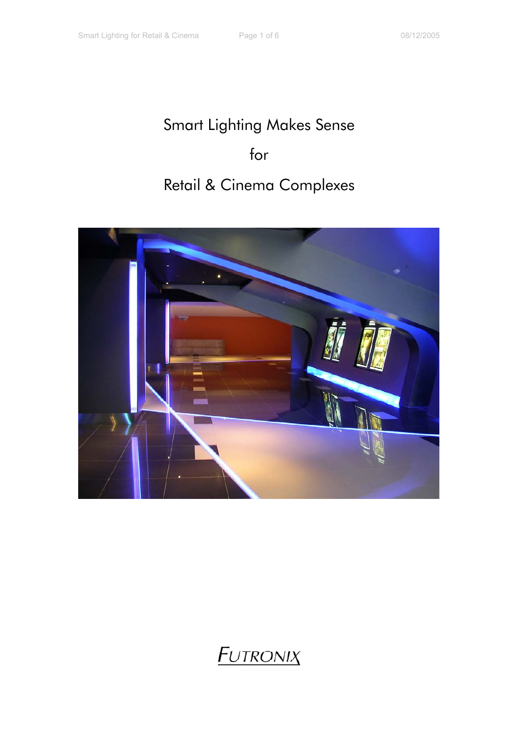# Smart Lighting Makes Sense

# for

# Retail & Cinema Complexes

FUTRONIX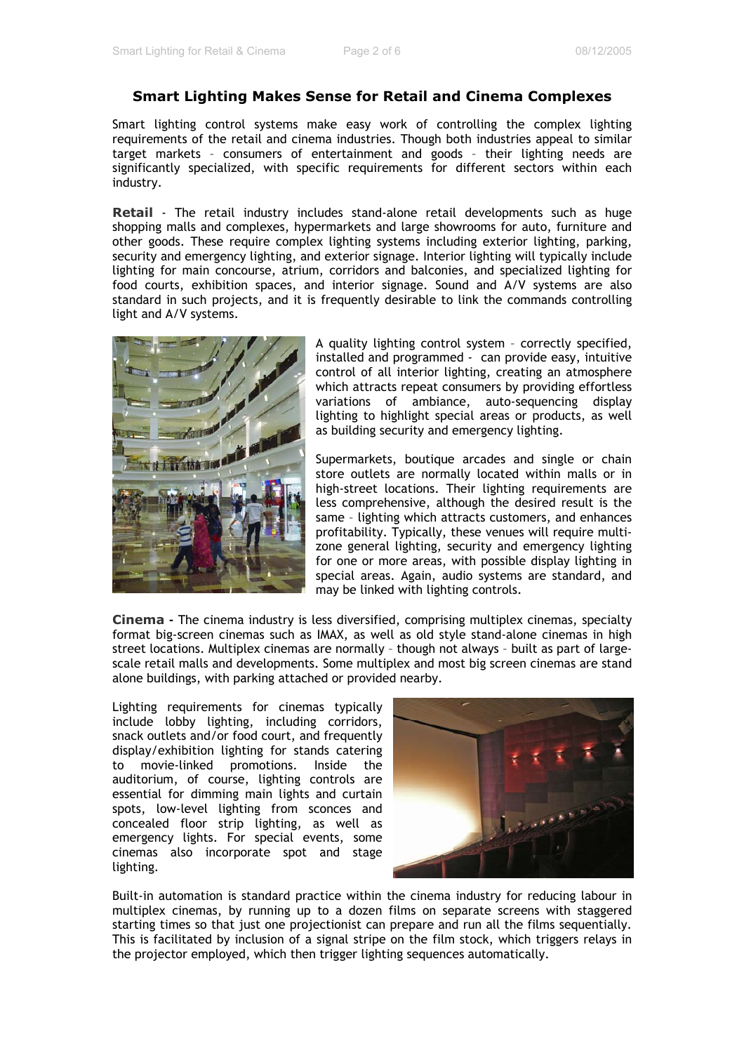## Smart Lighting Makes Sense for Retail and Cinema Complexes

Smart lighting control systems make easy work of controlling the complex lighting requirements of the retail and cinema industries. Though both industries appeal to similar target markets – consumers of entertainment and goods – their lighting needs are significantly specialized, with specific requirements for different sectors within each industry.

**Retail** - The retail industry includes stand-alone retail developments such as huge shopping malls and complexes, hypermarkets and large showrooms for auto, furniture and other goods. These require complex lighting systems including exterior lighting, parking, security and emergency lighting, and exterior signage. Interior lighting will typically include lighting for main concourse, atrium, corridors and balconies, and specialized lighting for food courts, exhibition spaces, and interior signage. Sound and A/V systems are also standard in such projects, and it is frequently desirable to link the commands controlling light and A/V systems.

A quality lighting control system – correctly specified, installed and programmed - can provide easy, intuitive control of all interior lighting, creating an atmosphere which attracts repeat consumers by providing effortless variations of ambiance, auto-sequencing display lighting to highlight special areas or products, as well as building security and emergency lighting.

Supermarkets, boutique arcades and single or chain store outlets are normally located within malls or in high-street locations. Their lighting requirements are less comprehensive, although the desired result is the same – lighting which attracts customers, and enhances profitability. Typically, these venues will require multi-zone general lighting, security and emergency lighting for one or more areas, with possible display lighting in special areas. Again, audio systems are standard, and may be linked with lighting controls.

**Cinema -** The cinema industry is less diversified, comprising multiplex cinemas, specialty format big-screen cinemas such as IMAX, as well as old style stand-alone cinemas in high street locations. Multiplex cinemas are normally – though not always – built as part of large-scale retail malls and developments. Some multiplex and most big screen cinemas are stand alone buildings, with parking attached or provided nearby.

Lighting requirements for cinemas typically include lobby lighting, including corridors, snack outlets and/or food court, and frequently display/exhibition lighting for stands catering to movie-linked promotions. Inside the auditorium, of course, lighting controls are essential for dimming main lights and curtain spots, low-level lighting from sconces and concealed floor strip lighting, as well as emergency lights. For special events, some cinemas also incorporate spot and stage lighting.

Built-in automation is standard practice within the cinema industry for reducing labour in multiplex cinemas, by running up to a dozen films on separate screens with staggered starting times so that just one projectionist can prepare and run all the films sequentially. This is facilitated by inclusion of a signal stripe on the film stock, which triggers relays in the projector employed, which then trigger lighting sequences automatically.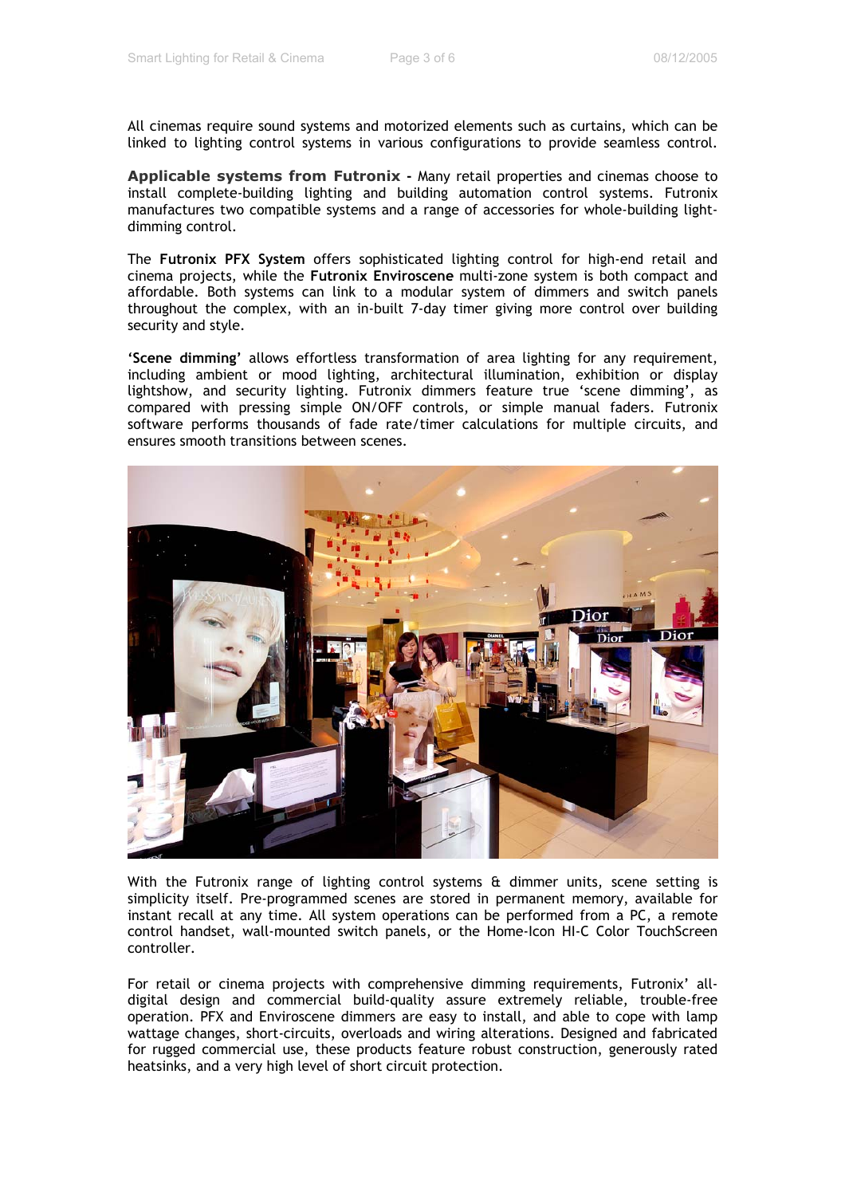All cinemas require sound systems and motorized elements such as curtains, which can be linked to lighting control systems in various configurations to provide seamless control.

**Applicable systems from Futronix -** Many retail properties and cinemas choose to install complete-building lighting and building automation control systems. Futronix manufactures two compatible systems and a range of accessories for whole-building light-dimming control.

The **Futronix PFX System** offers sophisticated lighting control for high-end retail and cinema projects, while the **Futronix Enviroscene** multi-zone system is both compact and affordable. Both systems can link to a modular system of dimmers and switch panels throughout the complex, with an in-built 7-day timer giving more control over building security and style.

**'Scene dimming'** allows effortless transformation of area lighting for any requirement, including ambient or mood lighting, architectural illumination, exhibition or display lightshow, and security lighting. Futronix dimmers feature true 'scene dimming', as compared with pressing simple ON/OFF controls, or simple manual faders. Futronix software performs thousands of fade rate/timer calculations for multiple circuits, and ensures smooth transitions between scenes.

With the Futronix range of lighting control systems & dimmer units, scene setting is simplicity itself. Pre-programmed scenes are stored in permanent memory, available for instant recall at any time. All system operations can be performed from a PC, a remote control handset, wall-mounted switch panels, or the Home-Icon HI-C Color TouchScreen controller.

For retail or cinema projects with comprehensive dimming requirements, Futronix' all-digital design and commercial build-quality assure extremely reliable, trouble-free operation. PFX and Enviroscene dimmers are easy to install, and able to cope with lamp wattage changes, short-circuits, overloads and wiring alterations. Designed and fabricated for rugged commercial use, these products feature robust construction, generously rated heatsinks, and a very high level of short circuit protection.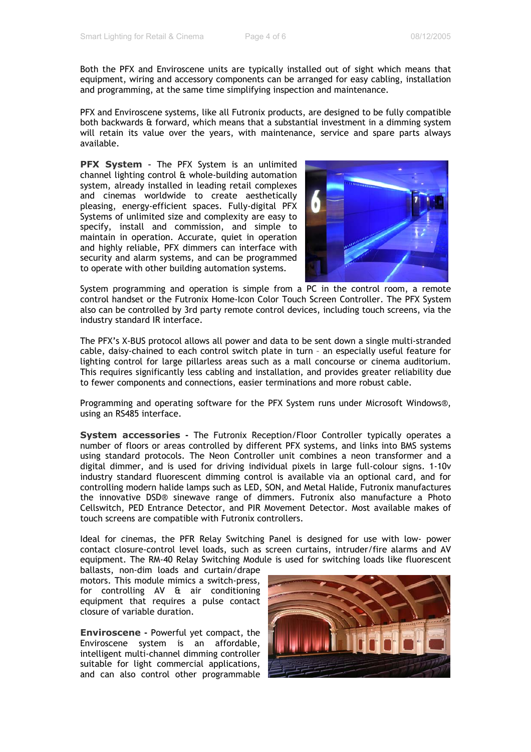Both the PFX and Enviroscene units are typically installed out of sight which means that equipment, wiring and accessory components can be arranged for easy cabling, installation and programming, at the same time simplifying inspection and maintenance.

PFX and Enviroscene systems, like all Futronix products, are designed to be fully compatible both backwards & forward, which means that a substantial investment in a dimming system will retain its value over the years, with maintenance, service and spare parts always available.

**PFX System** - The PFX System is an unlimited channel lighting control & whole-building automation system, already installed in leading retail complexes and cinemas worldwide to create aesthetically pleasing, energy-efficient spaces. Fully-digital PFX Systems of unlimited size and complexity are easy to specify, install and commission, and simple to maintain in operation. Accurate, quiet in operation and highly reliable, PFX dimmers can interface with security and alarm systems, and can be programmed to operate with other building automation systems.

System programming and operation is simple from a PC in the control room, a remote control handset or the Futronix Home-Icon Color Touch Screen Controller. The PFX System also can be controlled by 3rd party remote control devices, including touch screens, via the industry standard IR interface.

The PFX's X-BUS protocol allows all power and data to be sent down a single multi-stranded cable, daisy-chained to each control switch plate in turn – an especially useful feature for lighting control for large pillarless areas such as a mall concourse or cinema auditorium. This requires significantly less cabling and installation, and provides greater reliability due to fewer components and connections, easier terminations and more robust cable.

Programming and operating software for the PFX System runs under Microsoft Windows®, using an RS485 interface.

**System accessories -** The Futronix Reception/Floor Controller typically operates a number of floors or areas controlled by different PFX systems, and links into BMS systems using standard protocols. The Neon Controller unit combines a neon transformer and a digital dimmer, and is used for driving individual pixels in large full-colour signs. 1-10v industry standard fluorescent dimming control is available via an optional card, and for controlling modern halide lamps such as LED, SON, and Metal Halide, Futronix manufactures the innovative DSD® sinewave range of dimmers. Futronix also manufacture a Photo Cellswitch, PED Entrance Detector, and PIR Movement Detector. Most available makes of touch screens are compatible with Futronix controllers.

Ideal for cinemas, the PFR Relay Switching Panel is designed for use with low- power contact closure-control level loads, such as screen curtains, intruder/fire alarms and AV equipment. The RM-40 Relay Switching Module is used for switching loads like fluorescent ballasts, non-dim loads and curtain/drape motors. This module mimics a switch-press, for controlling AV & air conditioning equipment that requires a pulse contact closure of variable duration.

**Enviroscene -** Powerful yet compact, the Enviroscene system is an affordable, intelligent multi-channel dimming controller suitable for light commercial applications, and can also control other programmable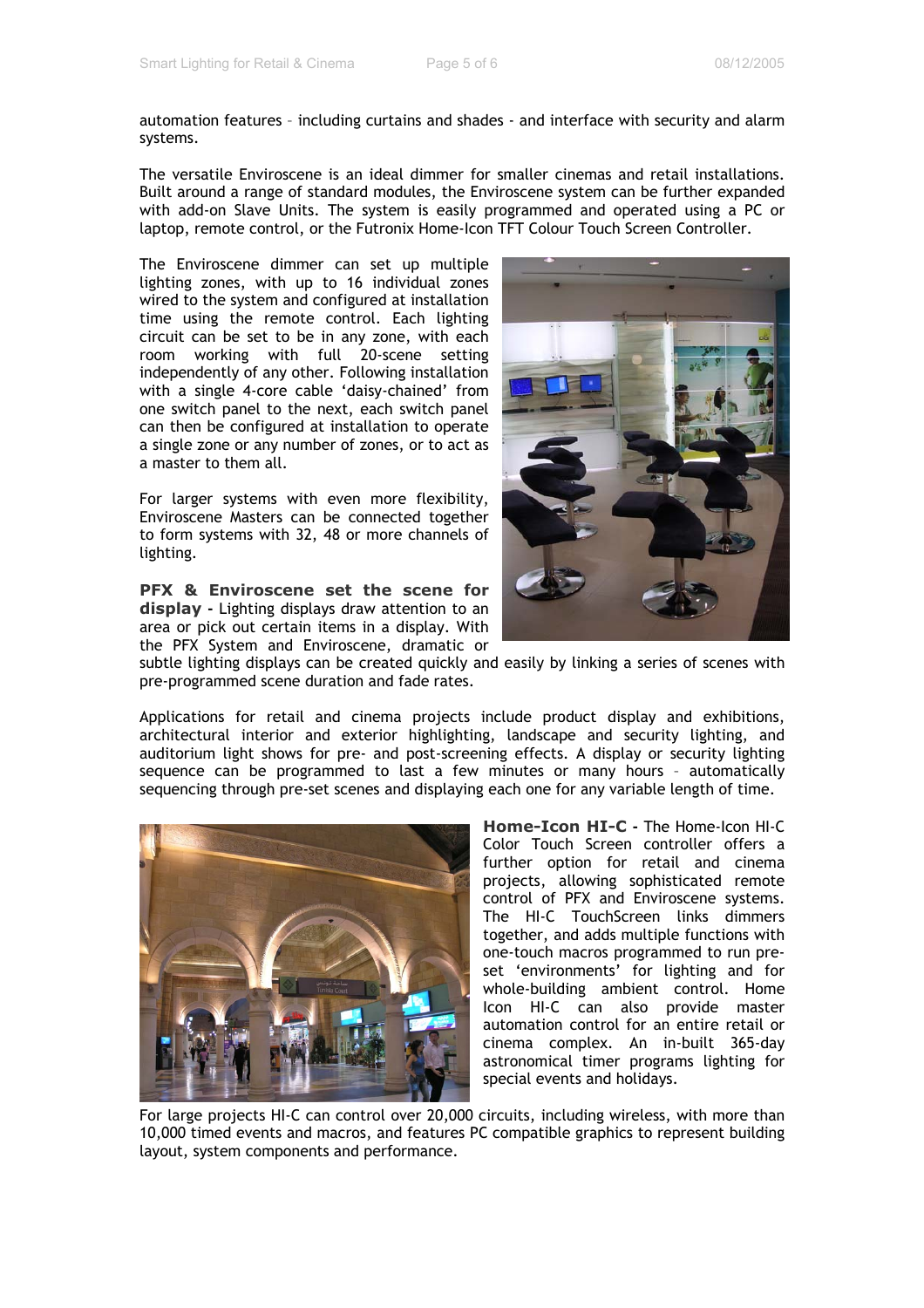automation features – including curtains and shades - and interface with security and alarm systems.

The versatile Enviroscene is an ideal dimmer for smaller cinemas and retail installations. Built around a range of standard modules, the Enviroscene system can be further expanded with add-on Slave Units. The system is easily programmed and operated using a PC or laptop, remote control, or the Futronix Home-Icon TFT Colour Touch Screen Controller.

The Enviroscene dimmer can set up multiple lighting zones, with up to 16 individual zones wired to the system and configured at installation time using the remote control. Each lighting circuit can be set to be in any zone, with each room working with full 20-scene setting independently of any other. Following installation with a single 4-core cable 'daisy-chained' from one switch panel to the next, each switch panel can then be configured at installation to operate a single zone or any number of zones, or to act as a master to them all.

For larger systems with even more flexibility, Enviroscene Masters can be connected together to form systems with 32, 48 or more channels of lighting.

**PFX & Enviroscene set the scene for display -** Lighting displays draw attention to an area or pick out certain items in a display. With the PFX System and Enviroscene, dramatic or subtle lighting displays can be created quickly and easily by linking a series of scenes with pre-programmed scene duration and fade rates.

Applications for retail and cinema projects include product display and exhibitions, architectural interior and exterior highlighting, landscape and security lighting, and auditorium light shows for pre- and post-screening effects. A display or security lighting sequence can be programmed to last a few minutes or many hours – automatically sequencing through pre-set scenes and displaying each one for any variable length of time.

**Home-Icon HI-C -** The Home-Icon HI-C Color Touch Screen controller offers a further option for retail and cinema projects, allowing sophisticated remote control of PFX and Enviroscene systems. The HI-C TouchScreen links dimmers together, and adds multiple functions with one-touch macros programmed to run pre-set 'environments' for lighting and for whole-building ambient control. Home Icon HI-C can also provide master automation control for an entire retail or cinema complex. An in-built 365-day astronomical timer programs lighting for special events and holidays.

For large projects HI-C can control over 20,000 circuits, including wireless, with more than 10,000 timed events and macros, and features PC compatible graphics to represent building layout, system components and performance.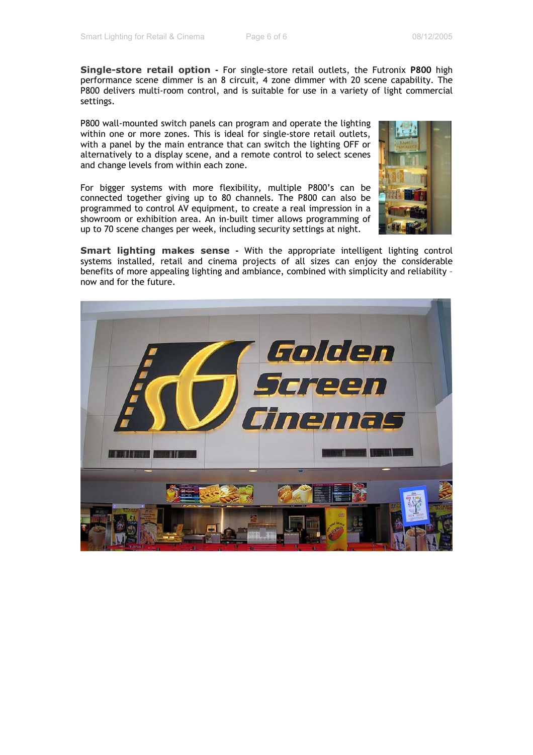**Single-store retail option -** For single-store retail outlets, the Futronix **P800** high performance scene dimmer is an 8 circuit, 4 zone dimmer with 20 scene capability. The P800 delivers multi-room control, and is suitable for use in a variety of light commercial settings.

P800 wall-mounted switch panels can program and operate the lighting within one or more zones. This is ideal for single-store retail outlets, with a panel by the main entrance that can switch the lighting OFF or alternatively to a display scene, and a remote control to select scenes and change levels from within each zone.

For bigger systems with more flexibility, multiple P800's can be connected together giving up to 80 channels. The P800 can also be programmed to control AV equipment, to create a real impression in a showroom or exhibition area. An in-built timer allows programming of up to 70 scene changes per week, including security settings at night.

**Smart lighting makes sense -** With the appropriate intelligent lighting control systems installed, retail and cinema projects of all sizes can enjoy the considerable benefits of more appealing lighting and ambiance, combined with simplicity and reliability – now and for the future.